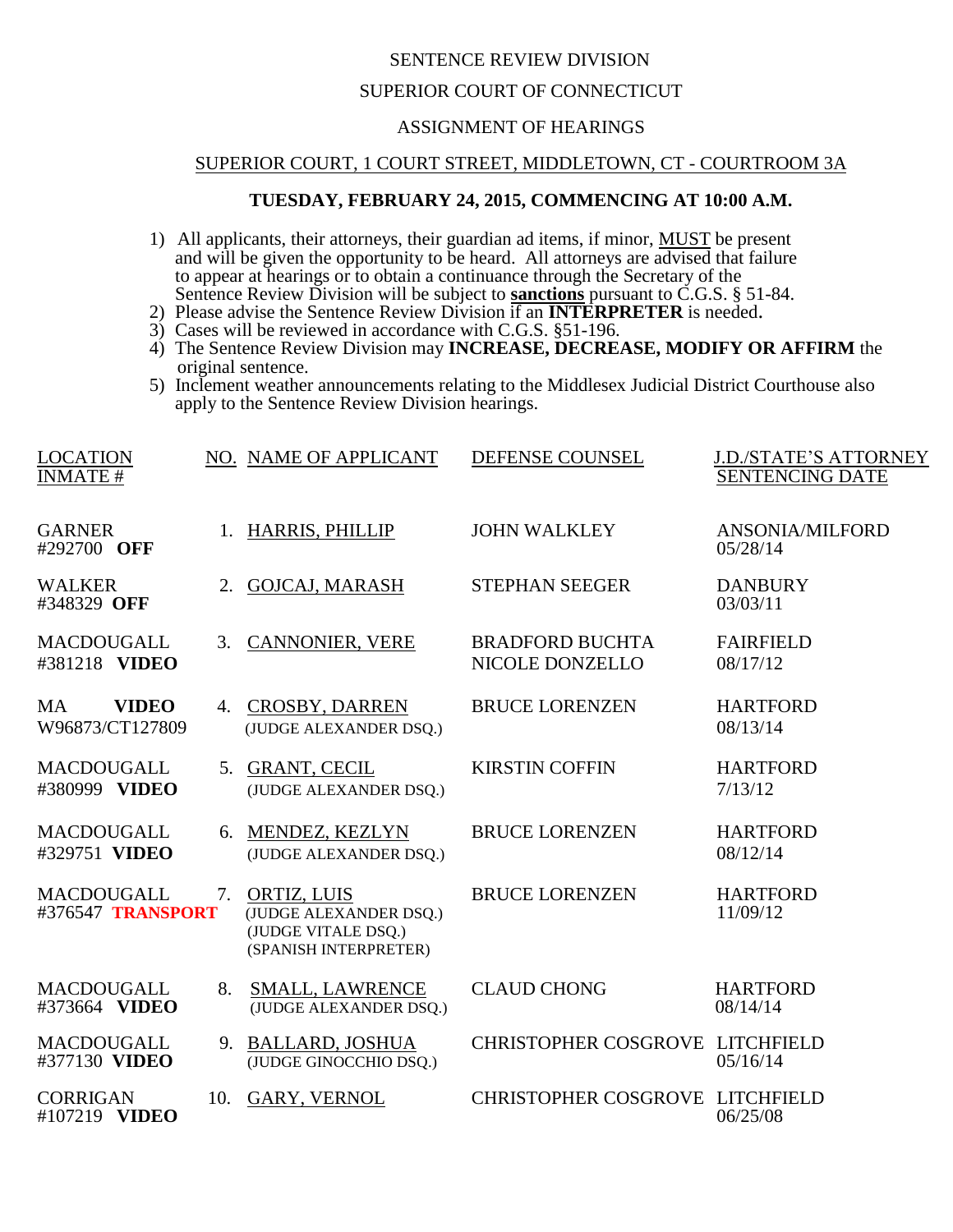SENTENCE REVIEW DIVISION

SUPERIOR COURT OF CONNECTICUT

ASSIGNMENT OF HEARINGS

SUPERIOR COURT, 1 COURT STREET, MIDDLETOWN, CT - COURTROOM 3A

**TUESDAY, FEBRUARY 24, 2015, COMMENCING AT 10:00 A.M.**

1) All applicants, their attorneys, their guardian ad items, if minor, MUST be present and will be given the opportunity to be heard. All attorneys are advised that failure to appear at hearings or to obtain a continuance through the Secretary of the Sentence Review Division will be subject to **sanctions** pursuant to C.G.S. § 51-84.
2) Please advise the Sentence Review Division if an **INTERPRETER** is needed.
3) Cases will be reviewed in accordance with C.G.S. §51-196.
4) The Sentence Review Division may **INCREASE, DECREASE, MODIFY OR AFFIRM** the original sentence.
5) Inclement weather announcements relating to the Middlesex Judicial District Courthouse also apply to the Sentence Review Division hearings.

| LOCATION INMATE # | NO. | NAME OF APPLICANT | DEFENSE COUNSEL | J.D./STATE'S ATTORNEY SENTENCING DATE |
|---|---|---|---|---|
| GARNER #292700 **OFF** | 1. | HARRIS, PHILLIP | JOHN WALKLEY | ANSONIA/MILFORD 05/28/14 |
| WALKER #348329 **OFF** | 2. | GOJCAJ, MARASH | STEPHAN SEEGER | DANBURY 03/03/11 |
| MACDOUGALL #381218 **VIDEO** | 3. | CANNONIER, VERE | BRADFORD BUCHTA NICOLE DONZELLO | FAIRFIELD 08/17/12 |
| MA **VIDEO** W96873/CT127809 | 4. | CROSBY, DARREN (JUDGE ALEXANDER DSQ.) | BRUCE LORENZEN | HARTFORD 08/13/14 |
| MACDOUGALL #380999 **VIDEO** | 5. | GRANT, CECIL (JUDGE ALEXANDER DSQ.) | KIRSTIN COFFIN | HARTFORD 7/13/12 |
| MACDOUGALL #329751 **VIDEO** | 6. | MENDEZ, KEZLYN (JUDGE ALEXANDER DSQ.) | BRUCE LORENZEN | HARTFORD 08/12/14 |
| MACDOUGALL #376547 **TRANSPORT** | 7. | ORTIZ, LUIS (JUDGE ALEXANDER DSQ.) (JUDGE VITALE DSQ.) (SPANISH INTERPRETER) | BRUCE LORENZEN | HARTFORD 11/09/12 |
| MACDOUGALL #373664 **VIDEO** | 8. | SMALL, LAWRENCE (JUDGE ALEXANDER DSQ.) | CLAUD CHONG | HARTFORD 08/14/14 |
| MACDOUGALL #377130 **VIDEO** | 9. | BALLARD, JOSHUA (JUDGE GINOCCHIO DSQ.) | CHRISTOPHER COSGROVE | LITCHFIELD 05/16/14 |
| CORRIGAN #107219 **VIDEO** | 10. | GARY, VERNOL | CHRISTOPHER COSGROVE | LITCHFIELD 06/25/08 |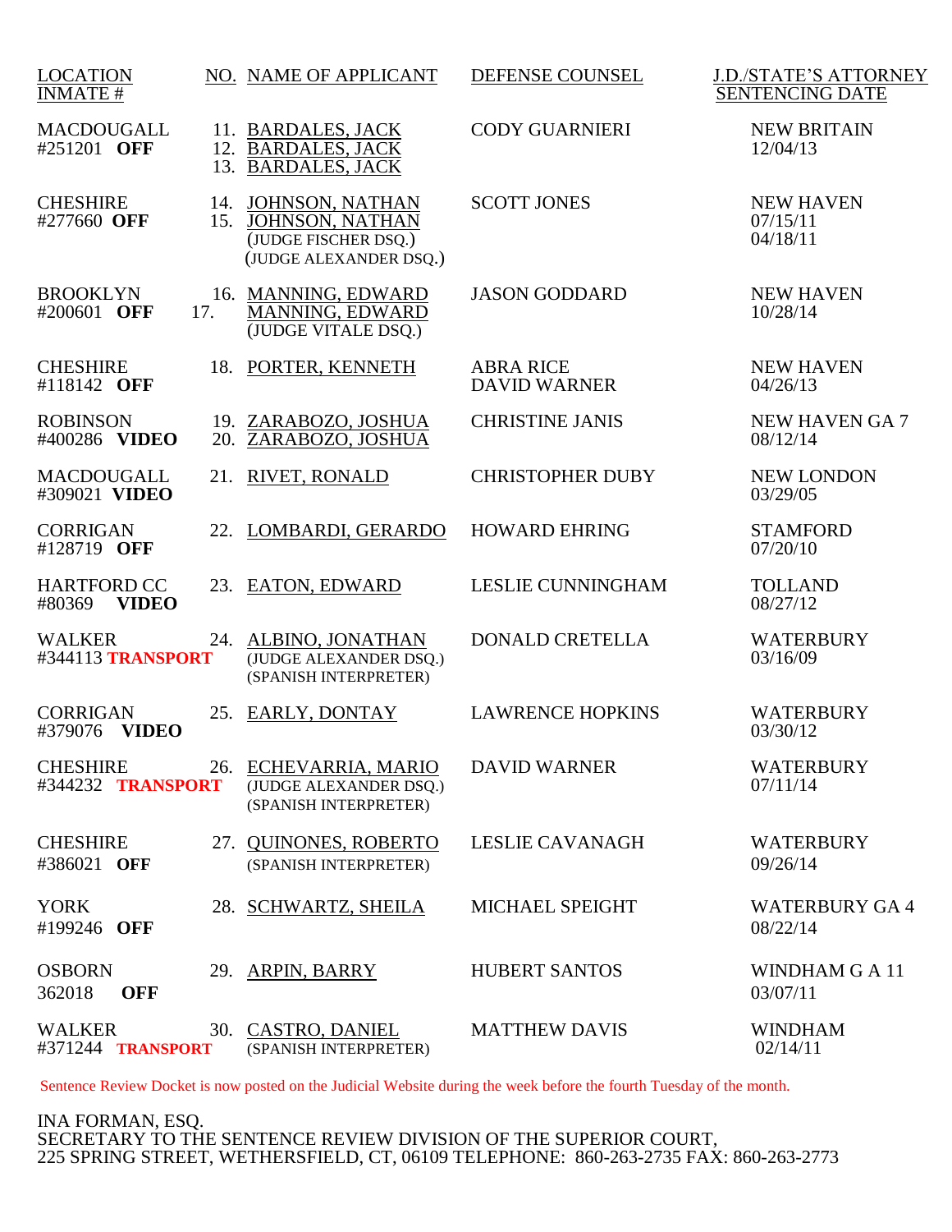| LOCATION<br>INMATE # | NO. | NAME OF APPLICANT | DEFENSE COUNSEL | J.D./STATE'S ATTORNEY<br>SENTENCING DATE |
|---|---|---|---|---|
| MACDOUGALL<br>#251201 **OFF** | 11.<br>12.<br>13. | BARDALES, JACK<br>BARDALES, JACK<br>BARDALES, JACK | CODY GUARNIERI | NEW BRITAIN<br>12/04/13 |
| CHESHIRE<br>#277660 **OFF** | 14.<br>15. | JOHNSON, NATHAN<br>JOHNSON, NATHAN<br>(JUDGE FISCHER DSQ.)<br>(JUDGE ALEXANDER DSQ.) | SCOTT JONES | NEW HAVEN<br>07/15/11<br>04/18/11 |
| BROOKLYN<br>#200601 **OFF** | 16.<br>17. | MANNING, EDWARD<br>MANNING, EDWARD<br>(JUDGE VITALE DSQ.) | JASON GODDARD | NEW HAVEN<br>10/28/14 |
| CHESHIRE<br>#118142 **OFF** | 18. | PORTER, KENNETH | ABRA RICE<br>DAVID WARNER | NEW HAVEN<br>04/26/13 |
| ROBINSON<br>#400286 **VIDEO** | 19.<br>20. | ZARABOZO, JOSHUA<br>ZARABOZO, JOSHUA | CHRISTINE JANIS | NEW HAVEN GA 7<br>08/12/14 |
| MACDOUGALL<br>#309021 **VIDEO** | 21. | RIVET, RONALD | CHRISTOPHER DUBY | NEW LONDON<br>03/29/05 |
| CORRIGAN<br>#128719 **OFF** | 22. | LOMBARDI, GERARDO | HOWARD EHRING | STAMFORD<br>07/20/10 |
| HARTFORD CC<br>#80369 **VIDEO** | 23. | EATON, EDWARD | LESLIE CUNNINGHAM | TOLLAND<br>08/27/12 |
| WALKER<br>#344113 **TRANSPORT** | 24. | ALBINO, JONATHAN<br>(JUDGE ALEXANDER DSQ.)<br>(SPANISH INTERPRETER) | DONALD CRETELLA | WATERBURY<br>03/16/09 |
| CORRIGAN<br>#379076 **VIDEO** | 25. | EARLY, DONTAY | LAWRENCE HOPKINS | WATERBURY<br>03/30/12 |
| CHESHIRE<br>#344232 **TRANSPORT** | 26. | ECHEVARRIA, MARIO<br>(JUDGE ALEXANDER DSQ.)<br>(SPANISH INTERPRETER) | DAVID WARNER | WATERBURY<br>07/11/14 |
| CHESHIRE<br>#386021 **OFF** | 27. | QUINONES, ROBERTO<br>(SPANISH INTERPRETER) | LESLIE CAVANAGH | WATERBURY<br>09/26/14 |
| YORK<br>#199246 **OFF** | 28. | SCHWARTZ, SHEILA | MICHAEL SPEIGHT | WATERBURY GA 4<br>08/22/14 |
| OSBORN<br>362018 **OFF** | 29. | ARPIN, BARRY | HUBERT SANTOS | WINDHAM G A 11<br>03/07/11 |
| WALKER<br>#371244 **TRANSPORT** | 30. | CASTRO, DANIEL<br>(SPANISH INTERPRETER) | MATTHEW DAVIS | WINDHAM<br>02/14/11 |

Sentence Review Docket is now posted on the Judicial Website during the week before the fourth Tuesday of the month.

INA FORMAN, ESQ.
SECRETARY TO THE SENTENCE REVIEW DIVISION OF THE SUPERIOR COURT,
225 SPRING STREET, WETHERSFIELD, CT, 06109 TELEPHONE: 860-263-2735 FAX: 860-263-2773